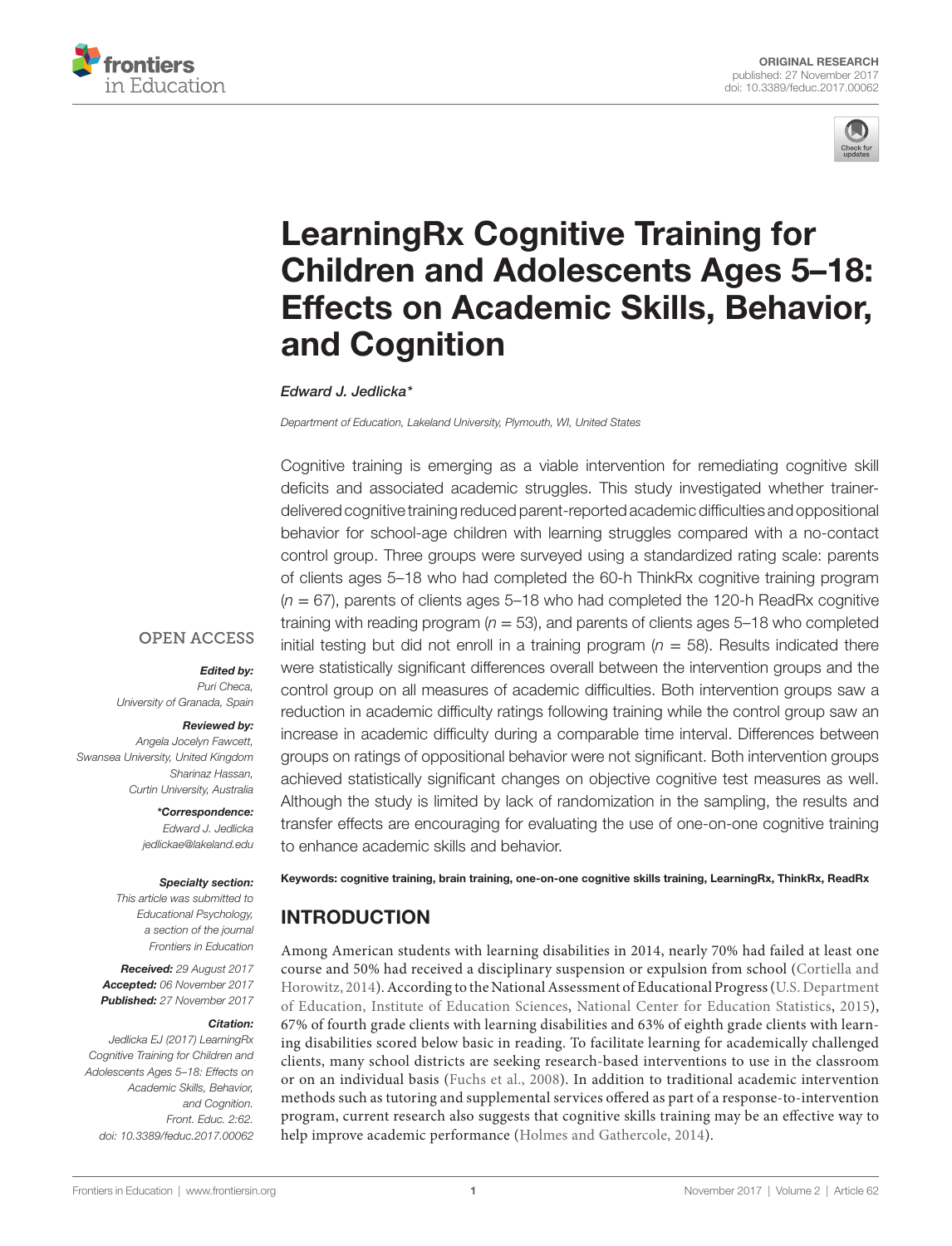ORIGINAL RESEARCH
published: 27 November 2017
doi: 10.3389/feduc.2017.00062

# LearningRx Cognitive Training for Children and Adolescents Ages 5–18: Effects on Academic Skills, Behavior, and Cognition

*Edward J. Jedlicka**

*Department of Education, Lakeland University, Plymouth, WI, United States*

Cognitive training is emerging as a viable intervention for remediating cognitive skill deficits and associated academic struggles. This study investigated whether trainer-delivered cognitive training reduced parent-reported academic difficulties and oppositional behavior for school-age children with learning struggles compared with a no-contact control group. Three groups were surveyed using a standardized rating scale: parents of clients ages 5–18 who had completed the 60-h ThinkRx cognitive training program ($n = 67$), parents of clients ages 5–18 who had completed the 120-h ReadRx cognitive training with reading program ($n = 53$), and parents of clients ages 5–18 who completed initial testing but did not enroll in a training program ($n = 58$). Results indicated there were statistically significant differences overall between the intervention groups and the control group on all measures of academic difficulties. Both intervention groups saw a reduction in academic difficulty ratings following training while the control group saw an increase in academic difficulty during a comparable time interval. Differences between groups on ratings of oppositional behavior were not significant. Both intervention groups achieved statistically significant changes on objective cognitive test measures as well. Although the study is limited by lack of randomization in the sampling, the results and transfer effects are encouraging for evaluating the use of one-on-one cognitive training to enhance academic skills and behavior.

**Keywords: cognitive training, brain training, one-on-one cognitive skills training, LearningRx, ThinkRx, ReadRx**

OPEN ACCESS

***Edited by:***
*Puri Checa, University of Granada, Spain*

***Reviewed by:***
*Angela Jocelyn Fawcett, Swansea University, United Kingdom*
*Sharinaz Hassan, Curtin University, Australia*

****Correspondence:***
*Edward J. Jedlicka*
*jedlickae@lakeland.edu*

***Specialty section:***
*This article was submitted to Educational Psychology, a section of the journal Frontiers in Education*

***Received:*** *29 August 2017*
***Accepted:*** *06 November 2017*
***Published:*** *27 November 2017*

***Citation:***
*Jedlicka EJ (2017) LearningRx Cognitive Training for Children and Adolescents Ages 5–18: Effects on Academic Skills, Behavior, and Cognition. Front. Educ. 2:62. doi: 10.3389/feduc.2017.00062*

## INTRODUCTION

Among American students with learning disabilities in 2014, nearly 70% had failed at least one course and 50% had received a disciplinary suspension or expulsion from school (Cortiella and Horowitz, 2014). According to the National Assessment of Educational Progress (U.S. Department of Education, Institute of Education Sciences, National Center for Education Statistics, 2015), 67% of fourth grade clients with learning disabilities and 63% of eighth grade clients with learning disabilities scored below basic in reading. To facilitate learning for academically challenged clients, many school districts are seeking research-based interventions to use in the classroom or on an individual basis (Fuchs et al., 2008). In addition to traditional academic intervention methods such as tutoring and supplemental services offered as part of a response-to-intervention program, current research also suggests that cognitive skills training may be an effective way to help improve academic performance (Holmes and Gathercole, 2014).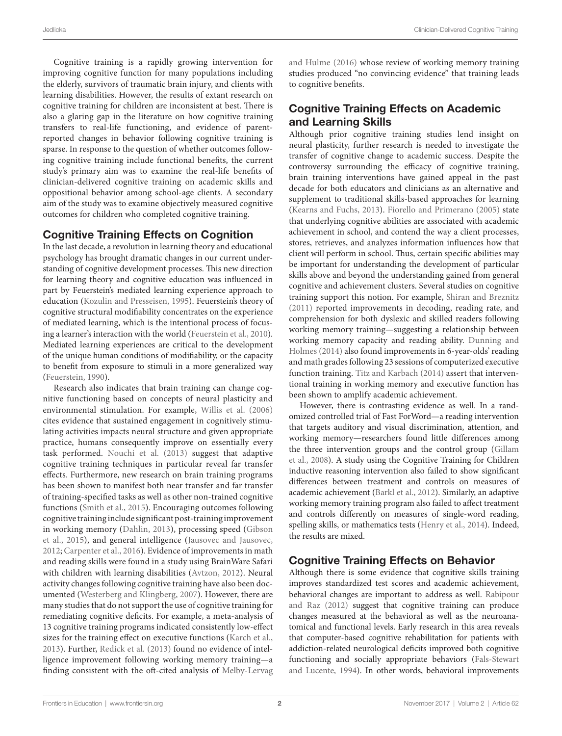Cognitive training is a rapidly growing intervention for improving cognitive function for many populations including the elderly, survivors of traumatic brain injury, and clients with learning disabilities. However, the results of extant research on cognitive training for children are inconsistent at best. There is also a glaring gap in the literature on how cognitive training transfers to real-life functioning, and evidence of parent-reported changes in behavior following cognitive training is sparse. In response to the question of whether outcomes following cognitive training include functional benefits, the current study's primary aim was to examine the real-life benefits of clinician-delivered cognitive training on academic skills and oppositional behavior among school-age clients. A secondary aim of the study was to examine objectively measured cognitive outcomes for children who completed cognitive training.

## Cognitive Training Effects on Cognition

In the last decade, a revolution in learning theory and educational psychology has brought dramatic changes in our current understanding of cognitive development processes. This new direction for learning theory and cognitive education was influenced in part by Feuerstein's mediated learning experience approach to education (Kozulin and Presseisen, 1995). Feuerstein's theory of cognitive structural modifiability concentrates on the experience of mediated learning, which is the intentional process of focusing a learner's interaction with the world (Feuerstein et al., 2010). Mediated learning experiences are critical to the development of the unique human conditions of modifiability, or the capacity to benefit from exposure to stimuli in a more generalized way (Feuerstein, 1990).

Research also indicates that brain training can change cognitive functioning based on concepts of neural plasticity and environmental stimulation. For example, Willis et al. (2006) cites evidence that sustained engagement in cognitively stimulating activities impacts neural structure and given appropriate practice, humans consequently improve on essentially every task performed. Nouchi et al. (2013) suggest that adaptive cognitive training techniques in particular reveal far transfer effects. Furthermore, new research on brain training programs has been shown to manifest both near transfer and far transfer of training-specified tasks as well as other non-trained cognitive functions (Smith et al., 2015). Encouraging outcomes following cognitive training include significant post-training improvement in working memory (Dahlin, 2013), processing speed (Gibson et al., 2015), and general intelligence (Jausovec and Jausovec, 2012; Carpenter et al., 2016). Evidence of improvements in math and reading skills were found in a study using BrainWare Safari with children with learning disabilities (Avtzon, 2012). Neural activity changes following cognitive training have also been documented (Westerberg and Klingberg, 2007). However, there are many studies that do not support the use of cognitive training for remediating cognitive deficits. For example, a meta-analysis of 13 cognitive training programs indicated consistently low-effect sizes for the training effect on executive functions (Karch et al., 2013). Further, Redick et al. (2013) found no evidence of intelligence improvement following working memory training—a finding consistent with the oft-cited analysis of Melby-Lervag and Hulme (2016) whose review of working memory training studies produced "no convincing evidence" that training leads to cognitive benefits.

## Cognitive Training Effects on Academic and Learning Skills

Although prior cognitive training studies lend insight on neural plasticity, further research is needed to investigate the transfer of cognitive change to academic success. Despite the controversy surrounding the efficacy of cognitive training, brain training interventions have gained appeal in the past decade for both educators and clinicians as an alternative and supplement to traditional skills-based approaches for learning (Kearns and Fuchs, 2013). Fiorello and Primerano (2005) state that underlying cognitive abilities are associated with academic achievement in school, and contend the way a client processes, stores, retrieves, and analyzes information influences how that client will perform in school. Thus, certain specific abilities may be important for understanding the development of particular skills above and beyond the understanding gained from general cognitive and achievement clusters. Several studies on cognitive training support this notion. For example, Shiran and Breznitz (2011) reported improvements in decoding, reading rate, and comprehension for both dyslexic and skilled readers following working memory training—suggesting a relationship between working memory capacity and reading ability. Dunning and Holmes (2014) also found improvements in 6-year-olds' reading and math grades following 23 sessions of computerized executive function training. Titz and Karbach (2014) assert that interventional training in working memory and executive function has been shown to amplify academic achievement.

However, there is contrasting evidence as well. In a randomized controlled trial of Fast ForWord—a reading intervention that targets auditory and visual discrimination, attention, and working memory—researchers found little differences among the three intervention groups and the control group (Gillam et al., 2008). A study using the Cognitive Training for Children inductive reasoning intervention also failed to show significant differences between treatment and controls on measures of academic achievement (Barkl et al., 2012). Similarly, an adaptive working memory training program also failed to affect treatment and controls differently on measures of single-word reading, spelling skills, or mathematics tests (Henry et al., 2014). Indeed, the results are mixed.

## Cognitive Training Effects on Behavior

Although there is some evidence that cognitive skills training improves standardized test scores and academic achievement, behavioral changes are important to address as well. Rabipour and Raz (2012) suggest that cognitive training can produce changes measured at the behavioral as well as the neuroanatomical and functional levels. Early research in this area reveals that computer-based cognitive rehabilitation for patients with addiction-related neurological deficits improved both cognitive functioning and socially appropriate behaviors (Fals-Stewart and Lucente, 1994). In other words, behavioral improvements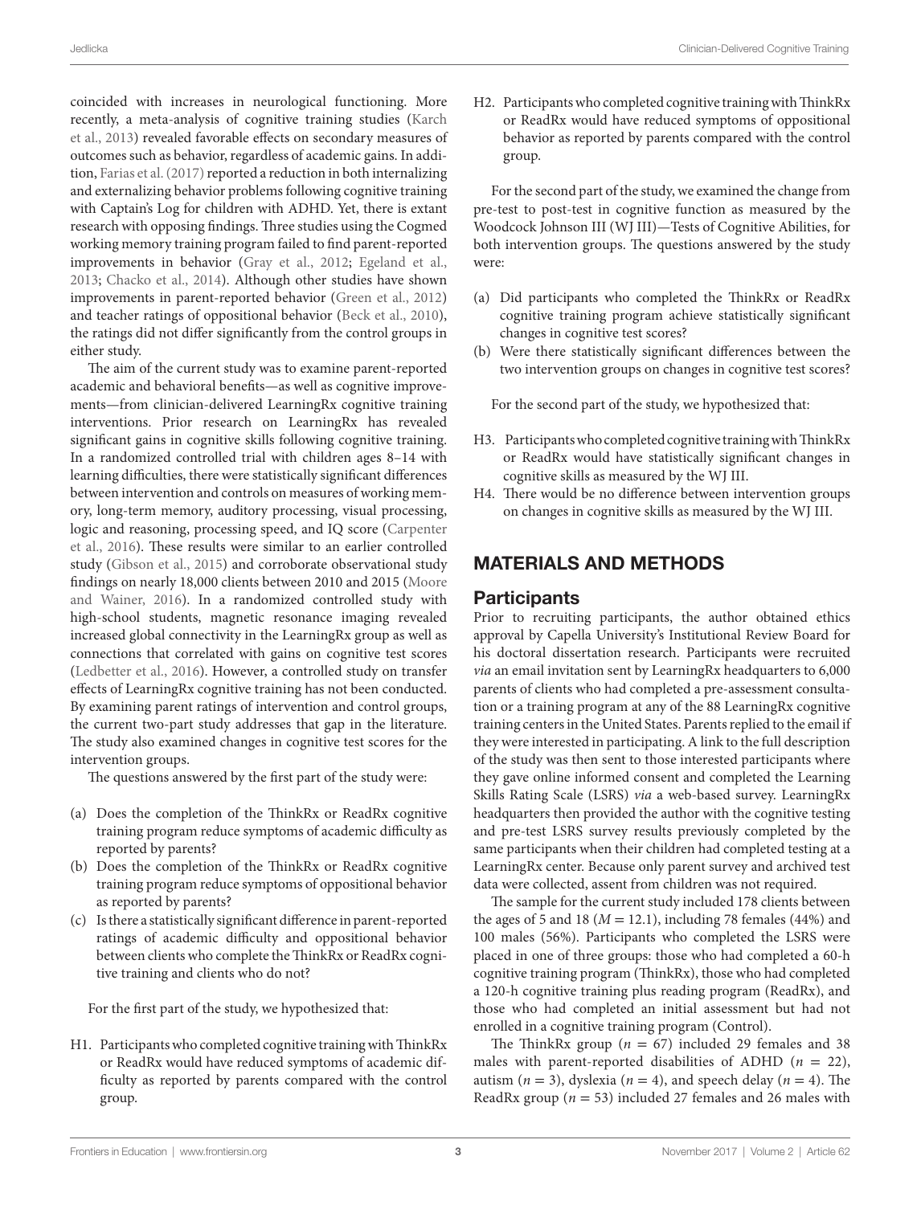coincided with increases in neurological functioning. More recently, a meta-analysis of cognitive training studies (Karch et al., 2013) revealed favorable effects on secondary measures of outcomes such as behavior, regardless of academic gains. In addition, Farias et al. (2017) reported a reduction in both internalizing and externalizing behavior problems following cognitive training with Captain's Log for children with ADHD. Yet, there is extant research with opposing findings. Three studies using the Cogmed working memory training program failed to find parent-reported improvements in behavior (Gray et al., 2012; Egeland et al., 2013; Chacko et al., 2014). Although other studies have shown improvements in parent-reported behavior (Green et al., 2012) and teacher ratings of oppositional behavior (Beck et al., 2010), the ratings did not differ significantly from the control groups in either study.

The aim of the current study was to examine parent-reported academic and behavioral benefits—as well as cognitive improvements—from clinician-delivered LearningRx cognitive training interventions. Prior research on LearningRx has revealed significant gains in cognitive skills following cognitive training. In a randomized controlled trial with children ages 8–14 with learning difficulties, there were statistically significant differences between intervention and controls on measures of working memory, long-term memory, auditory processing, visual processing, logic and reasoning, processing speed, and IQ score (Carpenter et al., 2016). These results were similar to an earlier controlled study (Gibson et al., 2015) and corroborate observational study findings on nearly 18,000 clients between 2010 and 2015 (Moore and Wainer, 2016). In a randomized controlled study with high-school students, magnetic resonance imaging revealed increased global connectivity in the LearningRx group as well as connections that correlated with gains on cognitive test scores (Ledbetter et al., 2016). However, a controlled study on transfer effects of LearningRx cognitive training has not been conducted. By examining parent ratings of intervention and control groups, the current two-part study addresses that gap in the literature. The study also examined changes in cognitive test scores for the intervention groups.

The questions answered by the first part of the study were:

(a) Does the completion of the ThinkRx or ReadRx cognitive training program reduce symptoms of academic difficulty as reported by parents?
(b) Does the completion of the ThinkRx or ReadRx cognitive training program reduce symptoms of oppositional behavior as reported by parents?
(c) Is there a statistically significant difference in parent-reported ratings of academic difficulty and oppositional behavior between clients who complete the ThinkRx or ReadRx cognitive training and clients who do not?

For the first part of the study, we hypothesized that:

H1. Participants who completed cognitive training with ThinkRx or ReadRx would have reduced symptoms of academic difficulty as reported by parents compared with the control group.

H2. Participants who completed cognitive training with ThinkRx or ReadRx would have reduced symptoms of oppositional behavior as reported by parents compared with the control group.

For the second part of the study, we examined the change from pre-test to post-test in cognitive function as measured by the Woodcock Johnson III (WJ III)—Tests of Cognitive Abilities, for both intervention groups. The questions answered by the study were:

(a) Did participants who completed the ThinkRx or ReadRx cognitive training program achieve statistically significant changes in cognitive test scores?
(b) Were there statistically significant differences between the two intervention groups on changes in cognitive test scores?

For the second part of the study, we hypothesized that:

H3. Participants who completed cognitive training with ThinkRx or ReadRx would have statistically significant changes in cognitive skills as measured by the WJ III.

H4. There would be no difference between intervention groups on changes in cognitive skills as measured by the WJ III.

## MATERIALS AND METHODS

### Participants

Prior to recruiting participants, the author obtained ethics approval by Capella University's Institutional Review Board for his doctoral dissertation research. Participants were recruited *via* an email invitation sent by LearningRx headquarters to 6,000 parents of clients who had completed a pre-assessment consultation or a training program at any of the 88 LearningRx cognitive training centers in the United States. Parents replied to the email if they were interested in participating. A link to the full description of the study was then sent to those interested participants where they gave online informed consent and completed the Learning Skills Rating Scale (LSRS) *via* a web-based survey. LearningRx headquarters then provided the author with the cognitive testing and pre-test LSRS survey results previously completed by the same participants when their children had completed testing at a LearningRx center. Because only parent survey and archived test data were collected, assent from children was not required.

The sample for the current study included 178 clients between the ages of 5 and 18 ($M = 12.1$), including 78 females (44%) and 100 males (56%). Participants who completed the LSRS were placed in one of three groups: those who had completed a 60-h cognitive training program (ThinkRx), those who had completed a 120-h cognitive training plus reading program (ReadRx), and those who had completed an initial assessment but had not enrolled in a cognitive training program (Control).

The ThinkRx group ($n = 67$) included 29 females and 38 males with parent-reported disabilities of ADHD ($n = 22$), autism ($n = 3$), dyslexia ($n = 4$), and speech delay ($n = 4$). The ReadRx group ($n = 53$) included 27 females and 26 males with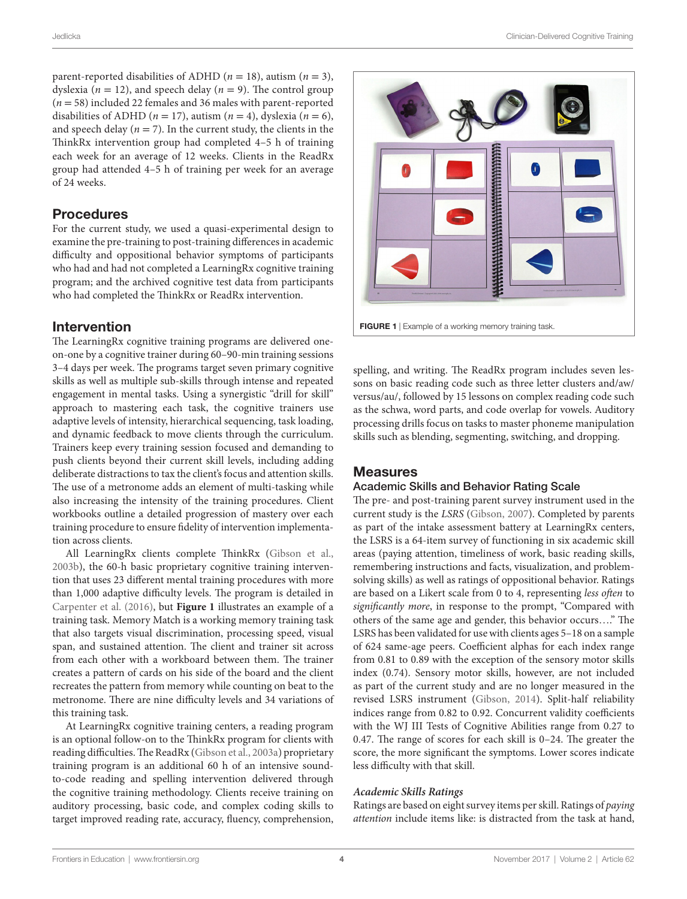parent-reported disabilities of ADHD ($n = 18$), autism ($n = 3$), dyslexia ($n = 12$), and speech delay ($n = 9$). The control group ($n = 58$) included 22 females and 36 males with parent-reported disabilities of ADHD ($n = 17$), autism ($n = 4$), dyslexia ($n = 6$), and speech delay ($n = 7$). In the current study, the clients in the ThinkRx intervention group had completed 4–5 h of training each week for an average of 12 weeks. Clients in the ReadRx group had attended 4–5 h of training per week for an average of 24 weeks.

## Procedures

For the current study, we used a quasi-experimental design to examine the pre-training to post-training differences in academic difficulty and oppositional behavior symptoms of participants who had and had not completed a LearningRx cognitive training program; and the archived cognitive test data from participants who had completed the ThinkRx or ReadRx intervention.

## Intervention

The LearningRx cognitive training programs are delivered one-on-one by a cognitive trainer during 60–90-min training sessions 3–4 days per week. The programs target seven primary cognitive skills as well as multiple sub-skills through intense and repeated engagement in mental tasks. Using a synergistic "drill for skill" approach to mastering each task, the cognitive trainers use adaptive levels of intensity, hierarchical sequencing, task loading, and dynamic feedback to move clients through the curriculum. Trainers keep every training session focused and demanding to push clients beyond their current skill levels, including adding deliberate distractions to tax the client's focus and attention skills. The use of a metronome adds an element of multi-tasking while also increasing the intensity of the training procedures. Client workbooks outline a detailed progression of mastery over each training procedure to ensure fidelity of intervention implementation across clients.

All LearningRx clients complete ThinkRx (Gibson et al., 2003b), the 60-h basic proprietary cognitive training intervention that uses 23 different mental training procedures with more than 1,000 adaptive difficulty levels. The program is detailed in Carpenter et al. (2016), but **Figure 1** illustrates an example of a training task. Memory Match is a working memory training task that also targets visual discrimination, processing speed, visual span, and sustained attention. The client and trainer sit across from each other with a workboard between them. The trainer creates a pattern of cards on his side of the board and the client recreates the pattern from memory while counting on beat to the metronome. There are nine difficulty levels and 34 variations of this training task.

At LearningRx cognitive training centers, a reading program is an optional follow-on to the ThinkRx program for clients with reading difficulties. The ReadRx (Gibson et al., 2003a) proprietary training program is an additional 60 h of an intensive sound-to-code reading and spelling intervention delivered through the cognitive training methodology. Clients receive training on auditory processing, basic code, and complex coding skills to target improved reading rate, accuracy, fluency, comprehension, spelling, and writing. The ReadRx program includes seven lessons on basic reading code such as three letter clusters and/aw/ versus/au/, followed by 15 lessons on complex reading code such as the schwa, word parts, and code overlap for vowels. Auditory processing drills focus on tasks to master phoneme manipulation skills such as blending, segmenting, switching, and dropping.

**FIGURE 1** | Example of a working memory training task.

## Measures

### Academic Skills and Behavior Rating Scale

The pre- and post-training parent survey instrument used in the current study is the *LSRS* (Gibson, 2007). Completed by parents as part of the intake assessment battery at LearningRx centers, the LSRS is a 64-item survey of functioning in six academic skill areas (paying attention, timeliness of work, basic reading skills, remembering instructions and facts, visualization, and problem-solving skills) as well as ratings of oppositional behavior. Ratings are based on a Likert scale from 0 to 4, representing *less often* to *significantly more*, in response to the prompt, "Compared with others of the same age and gender, this behavior occurs…." The LSRS has been validated for use with clients ages 5–18 on a sample of 624 same-age peers. Coefficient alphas for each index range from 0.81 to 0.89 with the exception of the sensory motor skills index (0.74). Sensory motor skills, however, are not included as part of the current study and are no longer measured in the revised LSRS instrument (Gibson, 2014). Split-half reliability indices range from 0.82 to 0.92. Concurrent validity coefficients with the WJ III Tests of Cognitive Abilities range from 0.27 to 0.47. The range of scores for each skill is 0–24. The greater the score, the more significant the symptoms. Lower scores indicate less difficulty with that skill.

#### *Academic Skills Ratings*

Ratings are based on eight survey items per skill. Ratings of *paying attention* include items like: is distracted from the task at hand,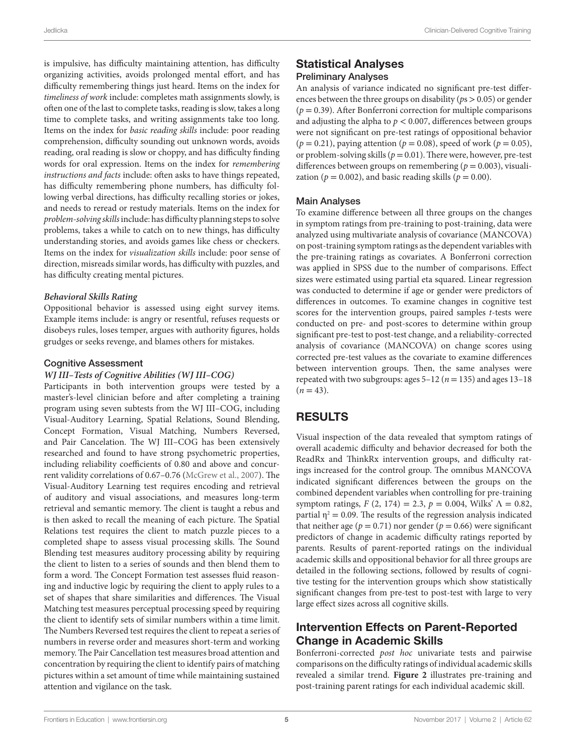is impulsive, has difficulty maintaining attention, has difficulty organizing activities, avoids prolonged mental effort, and has difficulty remembering things just heard. Items on the index for *timeliness of work* include: completes math assignments slowly, is often one of the last to complete tasks, reading is slow, takes a long time to complete tasks, and writing assignments take too long. Items on the index for *basic reading skills* include: poor reading comprehension, difficulty sounding out unknown words, avoids reading, oral reading is slow or choppy, and has difficulty finding words for oral expression. Items on the index for *remembering instructions and facts* include: often asks to have things repeated, has difficulty remembering phone numbers, has difficulty following verbal directions, has difficulty recalling stories or jokes, and needs to reread or restudy materials. Items on the index for *problem-solving skills* include: has difficulty planning steps to solve problems, takes a while to catch on to new things, has difficulty understanding stories, and avoids games like chess or checkers. Items on the index for *visualization skills* include: poor sense of direction, misreads similar words, has difficulty with puzzles, and has difficulty creating mental pictures.

#### *Behavioral Skills Rating*

Oppositional behavior is assessed using eight survey items. Example items include: is angry or resentful, refuses requests or disobeys rules, loses temper, argues with authority figures, holds grudges or seeks revenge, and blames others for mistakes.

### Cognitive Assessment

#### *WJ III–Tests of Cognitive Abilities (WJ III–COG)*

Participants in both intervention groups were tested by a master's-level clinician before and after completing a training program using seven subtests from the WJ III–COG, including Visual-Auditory Learning, Spatial Relations, Sound Blending, Concept Formation, Visual Matching, Numbers Reversed, and Pair Cancelation. The WJ III–COG has been extensively researched and found to have strong psychometric properties, including reliability coefficients of 0.80 and above and concurrent validity correlations of 0.67–0.76 (McGrew et al., 2007). The Visual-Auditory Learning test requires encoding and retrieval of auditory and visual associations, and measures long-term retrieval and semantic memory. The client is taught a rebus and is then asked to recall the meaning of each picture. The Spatial Relations test requires the client to match puzzle pieces to a completed shape to assess visual processing skills. The Sound Blending test measures auditory processing ability by requiring the client to listen to a series of sounds and then blend them to form a word. The Concept Formation test assesses fluid reasoning and inductive logic by requiring the client to apply rules to a set of shapes that share similarities and differences. The Visual Matching test measures perceptual processing speed by requiring the client to identify sets of similar numbers within a time limit. The Numbers Reversed test requires the client to repeat a series of numbers in reverse order and measures short-term and working memory. The Pair Cancellation test measures broad attention and concentration by requiring the client to identify pairs of matching pictures within a set amount of time while maintaining sustained attention and vigilance on the task.

## Statistical Analyses

### Preliminary Analyses

An analysis of variance indicated no significant pre-test differences between the three groups on disability ($p$s > 0.05) or gender ($p = 0.39$). After Bonferroni correction for multiple comparisons and adjusting the alpha to $p < 0.007$, differences between groups were not significant on pre-test ratings of oppositional behavior ($p = 0.21$), paying attention ($p = 0.08$), speed of work ($p = 0.05$), or problem-solving skills ($p = 0.01$). There were, however, pre-test differences between groups on remembering ($p = 0.003$), visualization ($p = 0.002$), and basic reading skills ($p = 0.00$).

### Main Analyses

To examine difference between all three groups on the changes in symptom ratings from pre-training to post-training, data were analyzed using multivariate analysis of covariance (MANCOVA) on post-training symptom ratings as the dependent variables with the pre-training ratings as covariates. A Bonferroni correction was applied in SPSS due to the number of comparisons. Effect sizes were estimated using partial eta squared. Linear regression was conducted to determine if age or gender were predictors of differences in outcomes. To examine changes in cognitive test scores for the intervention groups, paired samples *t*-tests were conducted on pre- and post-scores to determine within group significant pre-test to post-test change, and a reliability-corrected analysis of covariance (MANCOVA) on change scores using corrected pre-test values as the covariate to examine differences between intervention groups. Then, the same analyses were repeated with two subgroups: ages 5–12 ($n = 135$) and ages 13–18 ($n = 43$).

## RESULTS

Visual inspection of the data revealed that symptom ratings of overall academic difficulty and behavior decreased for both the ReadRx and ThinkRx intervention groups, and difficulty ratings increased for the control group. The omnibus MANCOVA indicated significant differences between the groups on the combined dependent variables when controlling for pre-training symptom ratings, $F$ (2, 174) = 2.3, $p = 0.004$, Wilks' $\Lambda = 0.82$, partial $\eta^2 = 0.09$. The results of the regression analysis indicated that neither age ($p = 0.71$) nor gender ($p = 0.66$) were significant predictors of change in academic difficulty ratings reported by parents. Results of parent-reported ratings on the individual academic skills and oppositional behavior for all three groups are detailed in the following sections, followed by results of cognitive testing for the intervention groups which show statistically significant changes from pre-test to post-test with large to very large effect sizes across all cognitive skills.

## Intervention Effects on Parent-Reported Change in Academic Skills

Bonferroni-corrected *post hoc* univariate tests and pairwise comparisons on the difficulty ratings of individual academic skills revealed a similar trend. **Figure 2** illustrates pre-training and post-training parent ratings for each individual academic skill.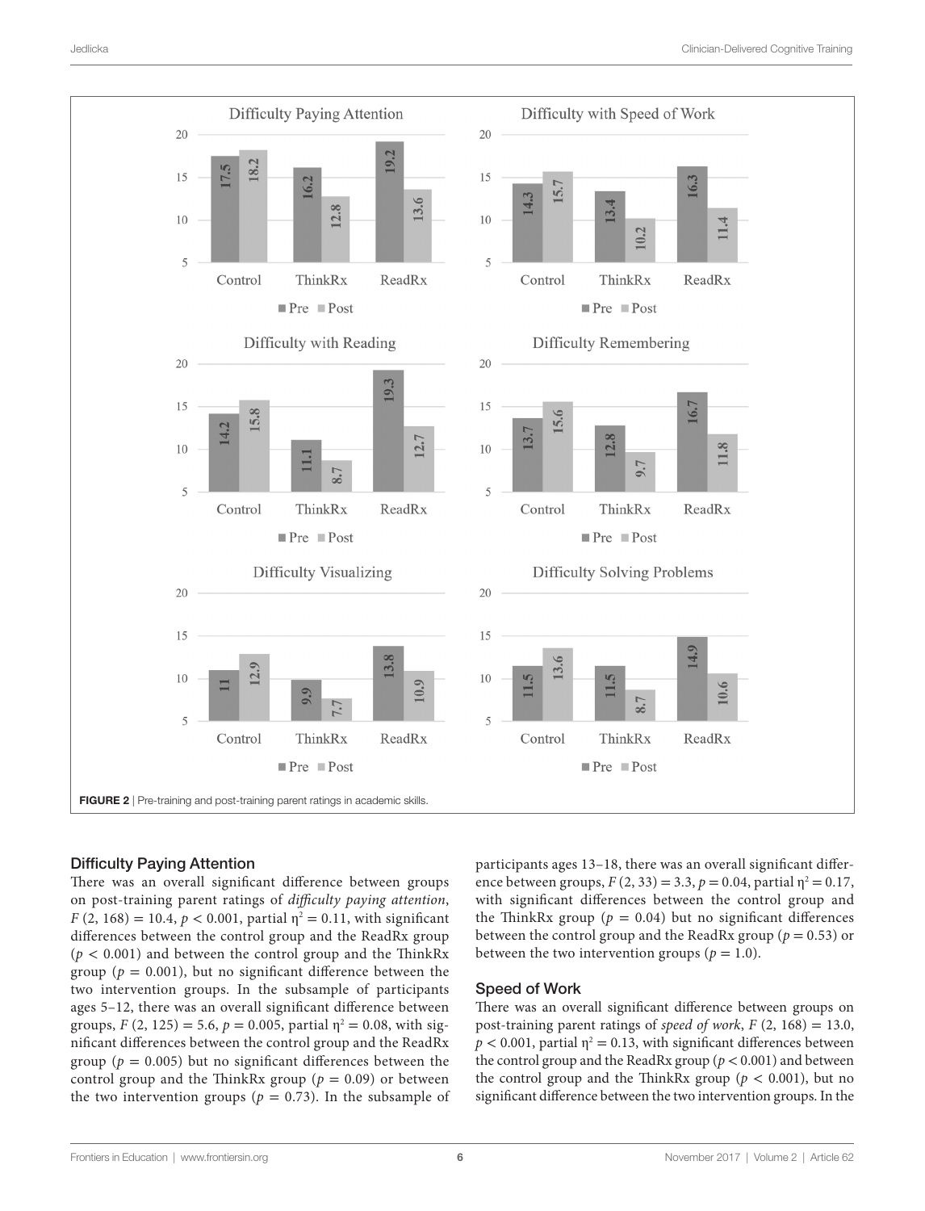**FIGURE 2** | Pre-training and post-training parent ratings in academic skills.

### Difficulty Paying Attention

There was an overall significant difference between groups on post-training parent ratings of *difficulty paying attention*, $F(2, 168) = 10.4$, $p < 0.001$, partial $\eta^2 = 0.11$, with significant differences between the control group and the ReadRx group ($p < 0.001$) and between the control group and the ThinkRx group ($p = 0.001$), but no significant difference between the two intervention groups. In the subsample of participants ages 5–12, there was an overall significant difference between groups, $F(2, 125) = 5.6$, $p = 0.005$, partial $\eta^2 = 0.08$, with significant differences between the control group and the ReadRx group ($p = 0.005$) but no significant differences between the control group and the ThinkRx group ($p = 0.09$) or between the two intervention groups ($p = 0.73$). In the subsample of participants ages 13–18, there was an overall significant difference between groups, $F(2, 33) = 3.3$, $p = 0.04$, partial $\eta^2 = 0.17$, with significant differences between the control group and the ThinkRx group ($p = 0.04$) but no significant differences between the control group and the ReadRx group ($p = 0.53$) or between the two intervention groups ($p = 1.0$).

### Speed of Work

There was an overall significant difference between groups on post-training parent ratings of *speed of work*, $F(2, 168) = 13.0$, $p < 0.001$, partial $\eta^2 = 0.13$, with significant differences between the control group and the ReadRx group ($p < 0.001$) and between the control group and the ThinkRx group ($p < 0.001$), but no significant difference between the two intervention groups. In the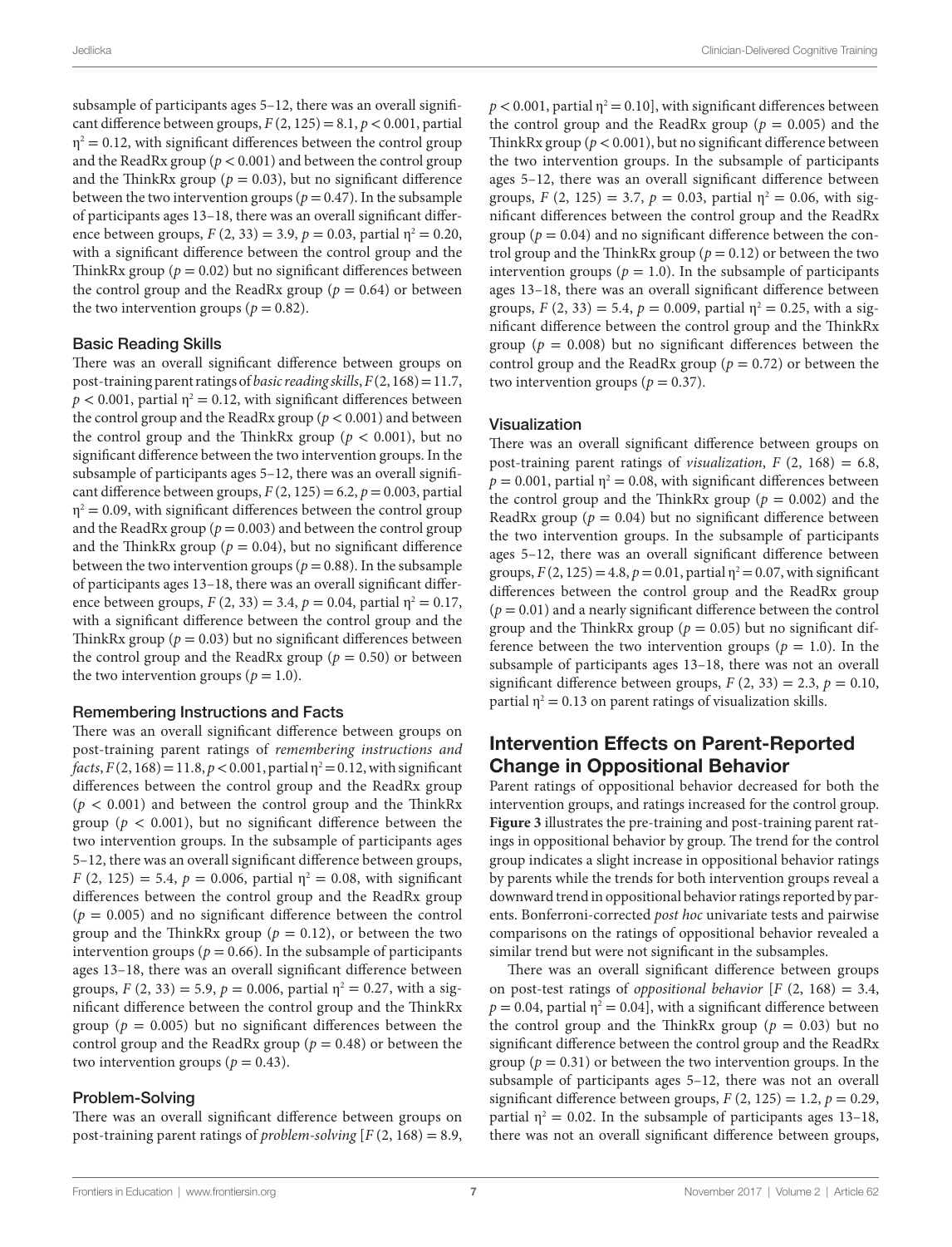subsample of participants ages 5–12, there was an overall significant difference between groups, $F(2, 125) = 8.1$, $p < 0.001$, partial $\eta^2 = 0.12$, with significant differences between the control group and the ReadRx group ($p < 0.001$) and between the control group and the ThinkRx group ($p = 0.03$), but no significant difference between the two intervention groups ($p = 0.47$). In the subsample of participants ages 13–18, there was an overall significant difference between groups, $F(2, 33) = 3.9$, $p = 0.03$, partial $\eta^2 = 0.20$, with a significant difference between the control group and the ThinkRx group ($p = 0.02$) but no significant differences between the control group and the ReadRx group ($p = 0.64$) or between the two intervention groups ($p = 0.82$).

### Basic Reading Skills

There was an overall significant difference between groups on post-training parent ratings of *basic reading skills*, $F(2, 168) = 11.7$, $p < 0.001$, partial $\eta^2 = 0.12$, with significant differences between the control group and the ReadRx group ($p < 0.001$) and between the control group and the ThinkRx group ($p < 0.001$), but no significant difference between the two intervention groups. In the subsample of participants ages 5–12, there was an overall significant difference between groups, $F(2, 125) = 6.2$, $p = 0.003$, partial $\eta^2 = 0.09$, with significant differences between the control group and the ReadRx group ($p = 0.003$) and between the control group and the ThinkRx group ($p = 0.04$), but no significant difference between the two intervention groups ($p = 0.88$). In the subsample of participants ages 13–18, there was an overall significant difference between groups, $F(2, 33) = 3.4$, $p = 0.04$, partial $\eta^2 = 0.17$, with a significant difference between the control group and the ThinkRx group ($p = 0.03$) but no significant differences between the control group and the ReadRx group ($p = 0.50$) or between the two intervention groups ($p = 1.0$).

### Remembering Instructions and Facts

There was an overall significant difference between groups on post-training parent ratings of *remembering instructions and facts*, $F(2, 168) = 11.8$, $p < 0.001$, partial $\eta^2 = 0.12$, with significant differences between the control group and the ReadRx group ($p < 0.001$) and between the control group and the ThinkRx group ($p < 0.001$), but no significant difference between the two intervention groups. In the subsample of participants ages 5–12, there was an overall significant difference between groups, $F(2, 125) = 5.4$, $p = 0.006$, partial $\eta^2 = 0.08$, with significant differences between the control group and the ReadRx group ($p = 0.005$) and no significant difference between the control group and the ThinkRx group ($p = 0.12$), or between the two intervention groups ($p = 0.66$). In the subsample of participants ages 13–18, there was an overall significant difference between groups, $F(2, 33) = 5.9$, $p = 0.006$, partial $\eta^2 = 0.27$, with a significant difference between the control group and the ThinkRx group ($p = 0.005$) but no significant differences between the control group and the ReadRx group ($p = 0.48$) or between the two intervention groups ($p = 0.43$).

### Problem-Solving

There was an overall significant difference between groups on post-training parent ratings of *problem-solving* [$F(2, 168) = 8.9$, $p < 0.001$, partial $\eta^2 = 0.10$], with significant differences between the control group and the ReadRx group ($p = 0.005$) and the ThinkRx group ($p < 0.001$), but no significant difference between the two intervention groups. In the subsample of participants ages 5–12, there was an overall significant difference between groups, $F(2, 125) = 3.7$, $p = 0.03$, partial $\eta^2 = 0.06$, with significant differences between the control group and the ReadRx group ($p = 0.04$) and no significant difference between the control group and the ThinkRx group ($p = 0.12$) or between the two intervention groups ($p = 1.0$). In the subsample of participants ages 13–18, there was an overall significant difference between groups, $F(2, 33) = 5.4$, $p = 0.009$, partial $\eta^2 = 0.25$, with a significant difference between the control group and the ThinkRx group ($p = 0.008$) but no significant differences between the control group and the ReadRx group ($p = 0.72$) or between the two intervention groups ($p = 0.37$).

### Visualization

There was an overall significant difference between groups on post-training parent ratings of *visualization*, $F(2, 168) = 6.8$, $p = 0.001$, partial $\eta^2 = 0.08$, with significant differences between the control group and the ThinkRx group ($p = 0.002$) and the ReadRx group ($p = 0.04$) but no significant difference between the two intervention groups. In the subsample of participants ages 5–12, there was an overall significant difference between groups, $F(2, 125) = 4.8$, $p = 0.01$, partial $\eta^2 = 0.07$, with significant differences between the control group and the ReadRx group ($p = 0.01$) and a nearly significant difference between the control group and the ThinkRx group ($p = 0.05$) but no significant difference between the two intervention groups ($p = 1.0$). In the subsample of participants ages 13–18, there was not an overall significant difference between groups, $F(2, 33) = 2.3$, $p = 0.10$, partial $\eta^2 = 0.13$ on parent ratings of visualization skills.

## Intervention Effects on Parent-Reported Change in Oppositional Behavior

Parent ratings of oppositional behavior decreased for both the intervention groups, and ratings increased for the control group. **Figure 3** illustrates the pre-training and post-training parent ratings in oppositional behavior by group. The trend for the control group indicates a slight increase in oppositional behavior ratings by parents while the trends for both intervention groups reveal a downward trend in oppositional behavior ratings reported by parents. Bonferroni-corrected *post hoc* univariate tests and pairwise comparisons on the ratings of oppositional behavior revealed a similar trend but were not significant in the subsamples.

There was an overall significant difference between groups on post-test ratings of *oppositional behavior* [$F(2, 168) = 3.4$, $p = 0.04$, partial $\eta^2 = 0.04$], with a significant difference between the control group and the ThinkRx group ($p = 0.03$) but no significant difference between the control group and the ReadRx group ($p = 0.31$) or between the two intervention groups. In the subsample of participants ages 5–12, there was not an overall significant difference between groups, $F(2, 125) = 1.2$, $p = 0.29$, partial $\eta^2 = 0.02$. In the subsample of participants ages 13–18, there was not an overall significant difference between groups,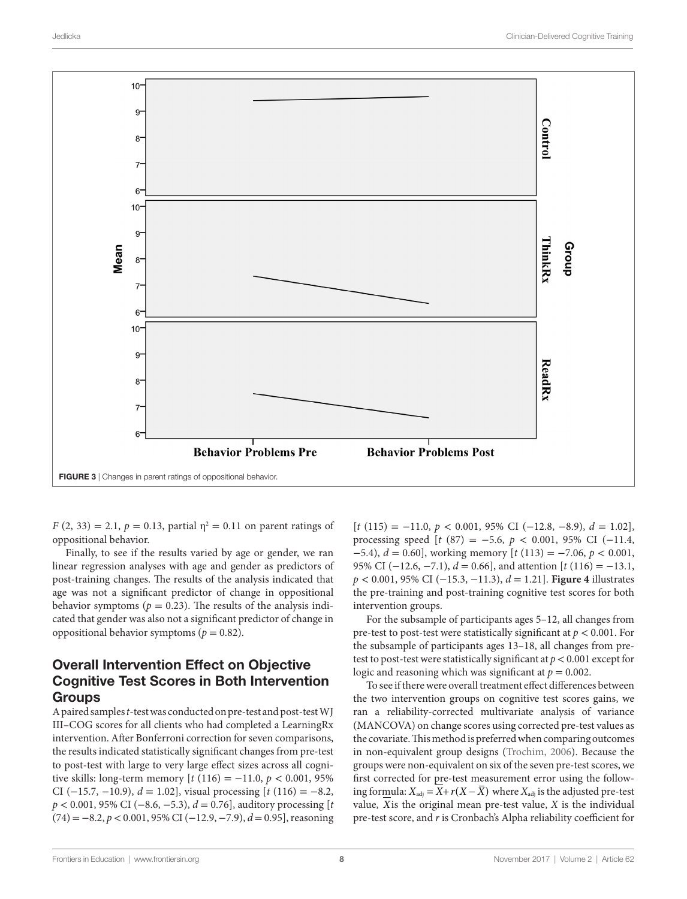FIGURE 3 | Changes in parent ratings of oppositional behavior.

$F$ (2, 33) = 2.1, $p$ = 0.13, partial $\eta^2$ = 0.11 on parent ratings of oppositional behavior.

Finally, to see if the results varied by age or gender, we ran linear regression analyses with age and gender as predictors of post-training changes. The results of the analysis indicated that age was not a significant predictor of change in oppositional behavior symptoms ($p$ = 0.23). The results of the analysis indicated that gender was also not a significant predictor of change in oppositional behavior symptoms ($p$ = 0.82).

## Overall Intervention Effect on Objective Cognitive Test Scores in Both Intervention Groups

A paired samples $t$-test was conducted on pre-test and post-test WJ III–COG scores for all clients who had completed a LearningRx intervention. After Bonferroni correction for seven comparisons, the results indicated statistically significant changes from pre-test to post-test with large to very large effect sizes across all cognitive skills: long-term memory [$t$ (116) = −11.0, $p$ < 0.001, 95% CI (−15.7, −10.9), $d$ = 1.02], visual processing [$t$ (116) = −8.2, $p$ < 0.001, 95% CI (−8.6, −5.3), $d$ = 0.76], auditory processing [$t$ (74) = −8.2, $p$ < 0.001, 95% CI (−12.9, −7.9), $d$ = 0.95], reasoning [$t$ (115) = −11.0, $p$ < 0.001, 95% CI (−12.8, −8.9), $d$ = 1.02], processing speed [$t$ (87) = −5.6, $p$ < 0.001, 95% CI (−11.4, −5.4), $d$ = 0.60], working memory [$t$ (113) = −7.06, $p$ < 0.001, 95% CI (−12.6, −7.1), $d$ = 0.66], and attention [$t$ (116) = −13.1, $p$ < 0.001, 95% CI (−15.3, −11.3), $d$ = 1.21]. **Figure 4** illustrates the pre-training and post-training cognitive test scores for both intervention groups.

For the subsample of participants ages 5–12, all changes from pre-test to post-test were statistically significant at $p$ < 0.001. For the subsample of participants ages 13–18, all changes from pre-test to post-test were statistically significant at $p$ < 0.001 except for logic and reasoning which was significant at $p$ = 0.002.

To see if there were overall treatment effect differences between the two intervention groups on cognitive test scores gains, we ran a reliability-corrected multivariate analysis of variance (MANCOVA) on change scores using corrected pre-test values as the covariate. This method is preferred when comparing outcomes in non-equivalent group designs (Trochim, 2006). Because the groups were non-equivalent on six of the seven pre-test scores, we first corrected for pre-test measurement error using the following formula: $X_{adj} = \bar{X} + r(X - \bar{X})$ where $X_{adj}$ is the adjusted pre-test value, $\bar{X}$ is the original mean pre-test value, $X$ is the individual pre-test score, and $r$ is Cronbach's Alpha reliability coefficient for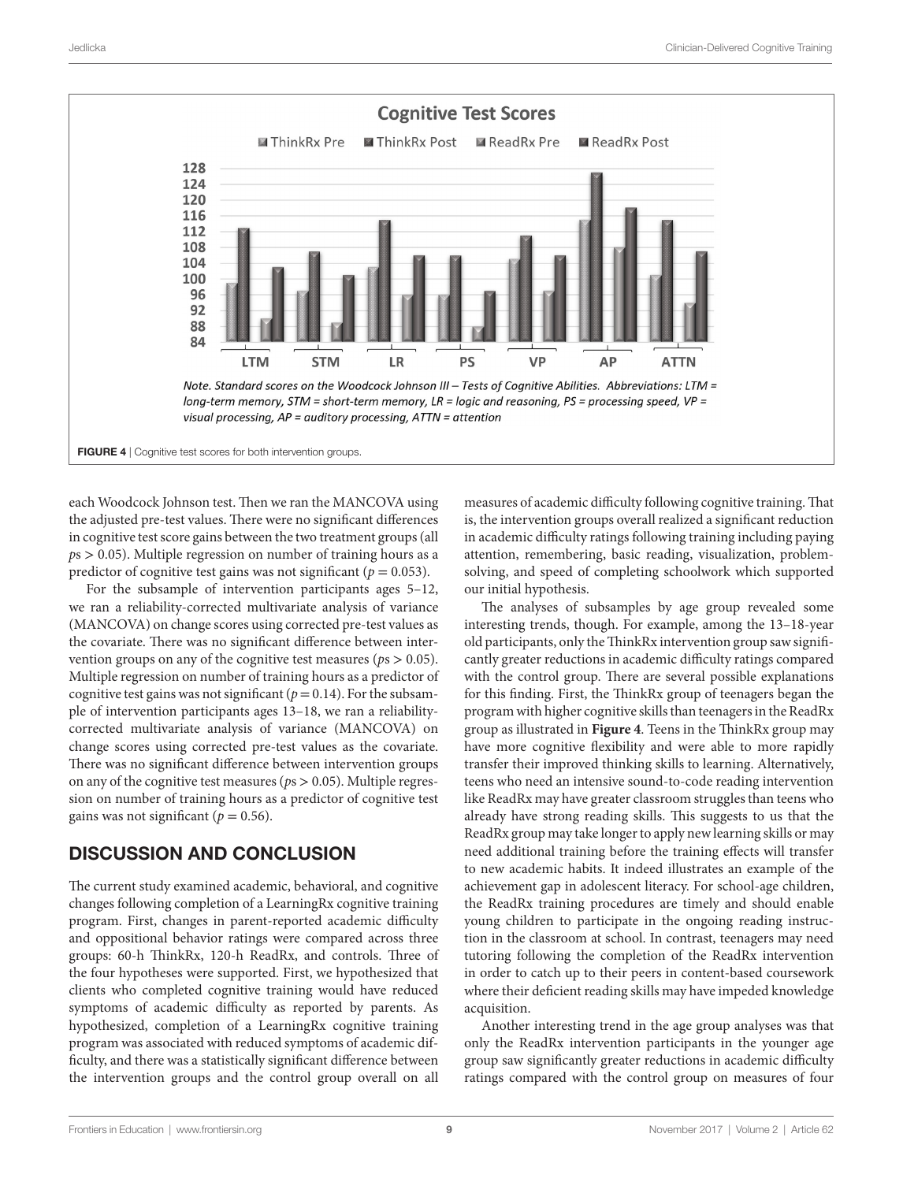**Cognitive Test Scores**

*Note. Standard scores on the Woodcock Johnson III – Tests of Cognitive Abilities. Abbreviations: LTM = long-term memory, STM = short-term memory, LR = logic and reasoning, PS = processing speed, VP = visual processing, AP = auditory processing, ATTN = attention*

**FIGURE 4** | Cognitive test scores for both intervention groups.

each Woodcock Johnson test. Then we ran the MANCOVA using the adjusted pre-test values. There were no significant differences in cognitive test score gains between the two treatment groups (all $p$s > 0.05). Multiple regression on number of training hours as a predictor of cognitive test gains was not significant ($p = 0.053$).

For the subsample of intervention participants ages 5–12, we ran a reliability-corrected multivariate analysis of variance (MANCOVA) on change scores using corrected pre-test values as the covariate. There was no significant difference between intervention groups on any of the cognitive test measures ($p$s > 0.05). Multiple regression on number of training hours as a predictor of cognitive test gains was not significant ($p = 0.14$). For the subsample of intervention participants ages 13–18, we ran a reliability-corrected multivariate analysis of variance (MANCOVA) on change scores using corrected pre-test values as the covariate. There was no significant difference between intervention groups on any of the cognitive test measures ($p$s > 0.05). Multiple regression on number of training hours as a predictor of cognitive test gains was not significant ($p = 0.56$).

## DISCUSSION AND CONCLUSION

The current study examined academic, behavioral, and cognitive changes following completion of a LearningRx cognitive training program. First, changes in parent-reported academic difficulty and oppositional behavior ratings were compared across three groups: 60-h ThinkRx, 120-h ReadRx, and controls. Three of the four hypotheses were supported. First, we hypothesized that clients who completed cognitive training would have reduced symptoms of academic difficulty as reported by parents. As hypothesized, completion of a LearningRx cognitive training program was associated with reduced symptoms of academic difficulty, and there was a statistically significant difference between the intervention groups and the control group overall on all measures of academic difficulty following cognitive training. That is, the intervention groups overall realized a significant reduction in academic difficulty ratings following training including paying attention, remembering, basic reading, visualization, problem-solving, and speed of completing schoolwork which supported our initial hypothesis.

The analyses of subsamples by age group revealed some interesting trends, though. For example, among the 13–18-year old participants, only the ThinkRx intervention group saw significantly greater reductions in academic difficulty ratings compared with the control group. There are several possible explanations for this finding. First, the ThinkRx group of teenagers began the program with higher cognitive skills than teenagers in the ReadRx group as illustrated in **Figure 4**. Teens in the ThinkRx group may have more cognitive flexibility and were able to more rapidly transfer their improved thinking skills to learning. Alternatively, teens who need an intensive sound-to-code reading intervention like ReadRx may have greater classroom struggles than teens who already have strong reading skills. This suggests to us that the ReadRx group may take longer to apply new learning skills or may need additional training before the training effects will transfer to new academic habits. It indeed illustrates an example of the achievement gap in adolescent literacy. For school-age children, the ReadRx training procedures are timely and should enable young children to participate in the ongoing reading instruction in the classroom at school. In contrast, teenagers may need tutoring following the completion of the ReadRx intervention in order to catch up to their peers in content-based coursework where their deficient reading skills may have impeded knowledge acquisition.

Another interesting trend in the age group analyses was that only the ReadRx intervention participants in the younger age group saw significantly greater reductions in academic difficulty ratings compared with the control group on measures of four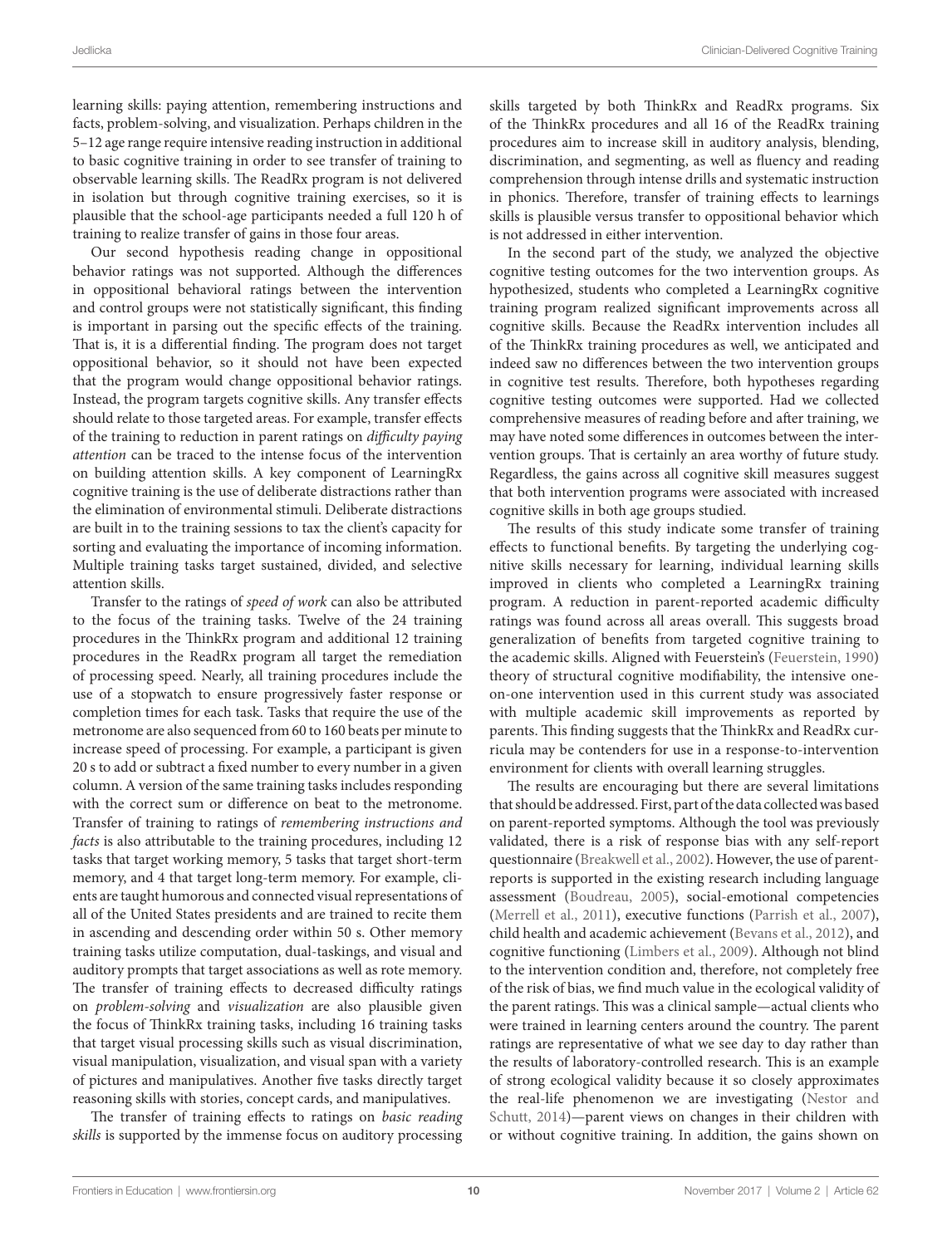learning skills: paying attention, remembering instructions and facts, problem-solving, and visualization. Perhaps children in the 5–12 age range require intensive reading instruction in additional to basic cognitive training in order to see transfer of training to observable learning skills. The ReadRx program is not delivered in isolation but through cognitive training exercises, so it is plausible that the school-age participants needed a full 120 h of training to realize transfer of gains in those four areas.

Our second hypothesis reading change in oppositional behavior ratings was not supported. Although the differences in oppositional behavioral ratings between the intervention and control groups were not statistically significant, this finding is important in parsing out the specific effects of the training. That is, it is a differential finding. The program does not target oppositional behavior, so it should not have been expected that the program would change oppositional behavior ratings. Instead, the program targets cognitive skills. Any transfer effects should relate to those targeted areas. For example, transfer effects of the training to reduction in parent ratings on *difficulty paying attention* can be traced to the intense focus of the intervention on building attention skills. A key component of LearningRx cognitive training is the use of deliberate distractions rather than the elimination of environmental stimuli. Deliberate distractions are built in to the training sessions to tax the client's capacity for sorting and evaluating the importance of incoming information. Multiple training tasks target sustained, divided, and selective attention skills.

Transfer to the ratings of *speed of work* can also be attributed to the focus of the training tasks. Twelve of the 24 training procedures in the ThinkRx program and additional 12 training procedures in the ReadRx program all target the remediation of processing speed. Nearly, all training procedures include the use of a stopwatch to ensure progressively faster response or completion times for each task. Tasks that require the use of the metronome are also sequenced from 60 to 160 beats per minute to increase speed of processing. For example, a participant is given 20 s to add or subtract a fixed number to every number in a given column. A version of the same training tasks includes responding with the correct sum or difference on beat to the metronome. Transfer of training to ratings of *remembering instructions and facts* is also attributable to the training procedures, including 12 tasks that target working memory, 5 tasks that target short-term memory, and 4 that target long-term memory. For example, clients are taught humorous and connected visual representations of all of the United States presidents and are trained to recite them in ascending and descending order within 50 s. Other memory training tasks utilize computation, dual-taskings, and visual and auditory prompts that target associations as well as rote memory. The transfer of training effects to decreased difficulty ratings on *problem-solving* and *visualization* are also plausible given the focus of ThinkRx training tasks, including 16 training tasks that target visual processing skills such as visual discrimination, visual manipulation, visualization, and visual span with a variety of pictures and manipulatives. Another five tasks directly target reasoning skills with stories, concept cards, and manipulatives.

The transfer of training effects to ratings on *basic reading skills* is supported by the immense focus on auditory processing skills targeted by both ThinkRx and ReadRx programs. Six of the ThinkRx procedures and all 16 of the ReadRx training procedures aim to increase skill in auditory analysis, blending, discrimination, and segmenting, as well as fluency and reading comprehension through intense drills and systematic instruction in phonics. Therefore, transfer of training effects to learnings skills is plausible versus transfer to oppositional behavior which is not addressed in either intervention.

In the second part of the study, we analyzed the objective cognitive testing outcomes for the two intervention groups. As hypothesized, students who completed a LearningRx cognitive training program realized significant improvements across all cognitive skills. Because the ReadRx intervention includes all of the ThinkRx training procedures as well, we anticipated and indeed saw no differences between the two intervention groups in cognitive test results. Therefore, both hypotheses regarding cognitive testing outcomes were supported. Had we collected comprehensive measures of reading before and after training, we may have noted some differences in outcomes between the intervention groups. That is certainly an area worthy of future study. Regardless, the gains across all cognitive skill measures suggest that both intervention programs were associated with increased cognitive skills in both age groups studied.

The results of this study indicate some transfer of training effects to functional benefits. By targeting the underlying cognitive skills necessary for learning, individual learning skills improved in clients who completed a LearningRx training program. A reduction in parent-reported academic difficulty ratings was found across all areas overall. This suggests broad generalization of benefits from targeted cognitive training to the academic skills. Aligned with Feuerstein's (Feuerstein, 1990) theory of structural cognitive modifiability, the intensive one-on-one intervention used in this current study was associated with multiple academic skill improvements as reported by parents. This finding suggests that the ThinkRx and ReadRx curricula may be contenders for use in a response-to-intervention environment for clients with overall learning struggles.

The results are encouraging but there are several limitations that should be addressed. First, part of the data collected was based on parent-reported symptoms. Although the tool was previously validated, there is a risk of response bias with any self-report questionnaire (Breakwell et al., 2002). However, the use of parent-reports is supported in the existing research including language assessment (Boudreau, 2005), social-emotional competencies (Merrell et al., 2011), executive functions (Parrish et al., 2007), child health and academic achievement (Bevans et al., 2012), and cognitive functioning (Limbers et al., 2009). Although not blind to the intervention condition and, therefore, not completely free of the risk of bias, we find much value in the ecological validity of the parent ratings. This was a clinical sample—actual clients who were trained in learning centers around the country. The parent ratings are representative of what we see day to day rather than the results of laboratory-controlled research. This is an example of strong ecological validity because it so closely approximates the real-life phenomenon we are investigating (Nestor and Schutt, 2014)—parent views on changes in their children with or without cognitive training. In addition, the gains shown on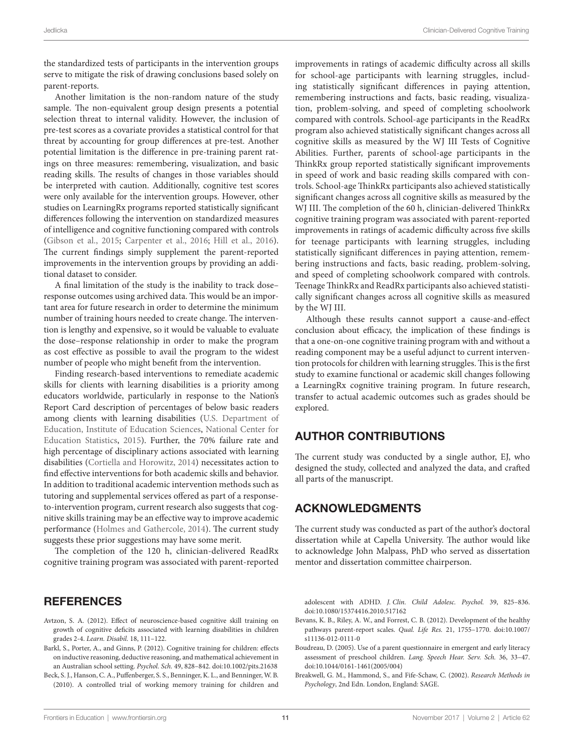the standardized tests of participants in the intervention groups serve to mitigate the risk of drawing conclusions based solely on parent-reports.

Another limitation is the non-random nature of the study sample. The non-equivalent group design presents a potential selection threat to internal validity. However, the inclusion of pre-test scores as a covariate provides a statistical control for that threat by accounting for group differences at pre-test. Another potential limitation is the difference in pre-training parent ratings on three measures: remembering, visualization, and basic reading skills. The results of changes in those variables should be interpreted with caution. Additionally, cognitive test scores were only available for the intervention groups. However, other studies on LearningRx programs reported statistically significant differences following the intervention on standardized measures of intelligence and cognitive functioning compared with controls (Gibson et al., 2015; Carpenter et al., 2016; Hill et al., 2016). The current findings simply supplement the parent-reported improvements in the intervention groups by providing an additional dataset to consider.

A final limitation of the study is the inability to track dose–response outcomes using archived data. This would be an important area for future research in order to determine the minimum number of training hours needed to create change. The intervention is lengthy and expensive, so it would be valuable to evaluate the dose–response relationship in order to make the program as cost effective as possible to avail the program to the widest number of people who might benefit from the intervention.

Finding research-based interventions to remediate academic skills for clients with learning disabilities is a priority among educators worldwide, particularly in response to the Nation's Report Card description of percentages of below basic readers among clients with learning disabilities (U.S. Department of Education, Institute of Education Sciences, National Center for Education Statistics, 2015). Further, the 70% failure rate and high percentage of disciplinary actions associated with learning disabilities (Cortiella and Horowitz, 2014) necessitates action to find effective interventions for both academic skills and behavior. In addition to traditional academic intervention methods such as tutoring and supplemental services offered as part of a response-to-intervention program, current research also suggests that cognitive skills training may be an effective way to improve academic performance (Holmes and Gathercole, 2014). The current study suggests these prior suggestions may have some merit.

The completion of the 120 h, clinician-delivered ReadRx cognitive training program was associated with parent-reported improvements in ratings of academic difficulty across all skills for school-age participants with learning struggles, including statistically significant differences in paying attention, remembering instructions and facts, basic reading, visualization, problem-solving, and speed of completing schoolwork compared with controls. School-age participants in the ReadRx program also achieved statistically significant changes across all cognitive skills as measured by the WJ III Tests of Cognitive Abilities. Further, parents of school-age participants in the ThinkRx group reported statistically significant improvements in speed of work and basic reading skills compared with controls. School-age ThinkRx participants also achieved statistically significant changes across all cognitive skills as measured by the WJ III. The completion of the 60 h, clinician-delivered ThinkRx cognitive training program was associated with parent-reported improvements in ratings of academic difficulty across five skills for teenage participants with learning struggles, including statistically significant differences in paying attention, remembering instructions and facts, basic reading, problem-solving, and speed of completing schoolwork compared with controls. Teenage ThinkRx and ReadRx participants also achieved statistically significant changes across all cognitive skills as measured by the WJ III.

Although these results cannot support a cause-and-effect conclusion about efficacy, the implication of these findings is that a one-on-one cognitive training program with and without a reading component may be a useful adjunct to current intervention protocols for children with learning struggles. This is the first study to examine functional or academic skill changes following a LearningRx cognitive training program. In future research, transfer to actual academic outcomes such as grades should be explored.

## AUTHOR CONTRIBUTIONS

The current study was conducted by a single author, EJ, who designed the study, collected and analyzed the data, and crafted all parts of the manuscript.

## ACKNOWLEDGMENTS

The current study was conducted as part of the author's doctoral dissertation while at Capella University. The author would like to acknowledge John Malpass, PhD who served as dissertation mentor and dissertation committee chairperson.

## REFERENCES

Avtzon, S. A. (2012). Effect of neuroscience-based cognitive skill training on growth of cognitive deficits associated with learning disabilities in children grades 2-4. *Learn. Disabil.* 18, 111–122.

Barkl, S., Porter, A., and Ginns, P. (2012). Cognitive training for children: effects on inductive reasoning, deductive reasoning, and mathematical achievement in an Australian school setting. *Psychol. Sch.* 49, 828–842. doi:10.1002/pits.21638

Beck, S. J., Hanson, C. A., Puffenberger, S. S., Benninger, K. L., and Benninger, W. B. (2010). A controlled trial of working memory training for children and adolescent with ADHD. *J. Clin. Child Adolesc. Psychol.* 39, 825–836. doi:10.1080/15374416.2010.517162

Bevans, K. B., Riley, A. W., and Forrest, C. B. (2012). Development of the healthy pathways parent-report scales. *Qual. Life Res.* 21, 1755–1770. doi:10.1007/s11136-012-0111-0

Boudreau, D. (2005). Use of a parent questionnaire in emergent and early literacy assessment of preschool children. *Lang. Speech Hear. Serv. Sch.* 36, 33–47. doi:10.1044/0161-1461(2005/004)

Breakwell, G. M., Hammond, S., and Fife-Schaw, C. (2002). *Research Methods in Psychology*, 2nd Edn. London, England: SAGE.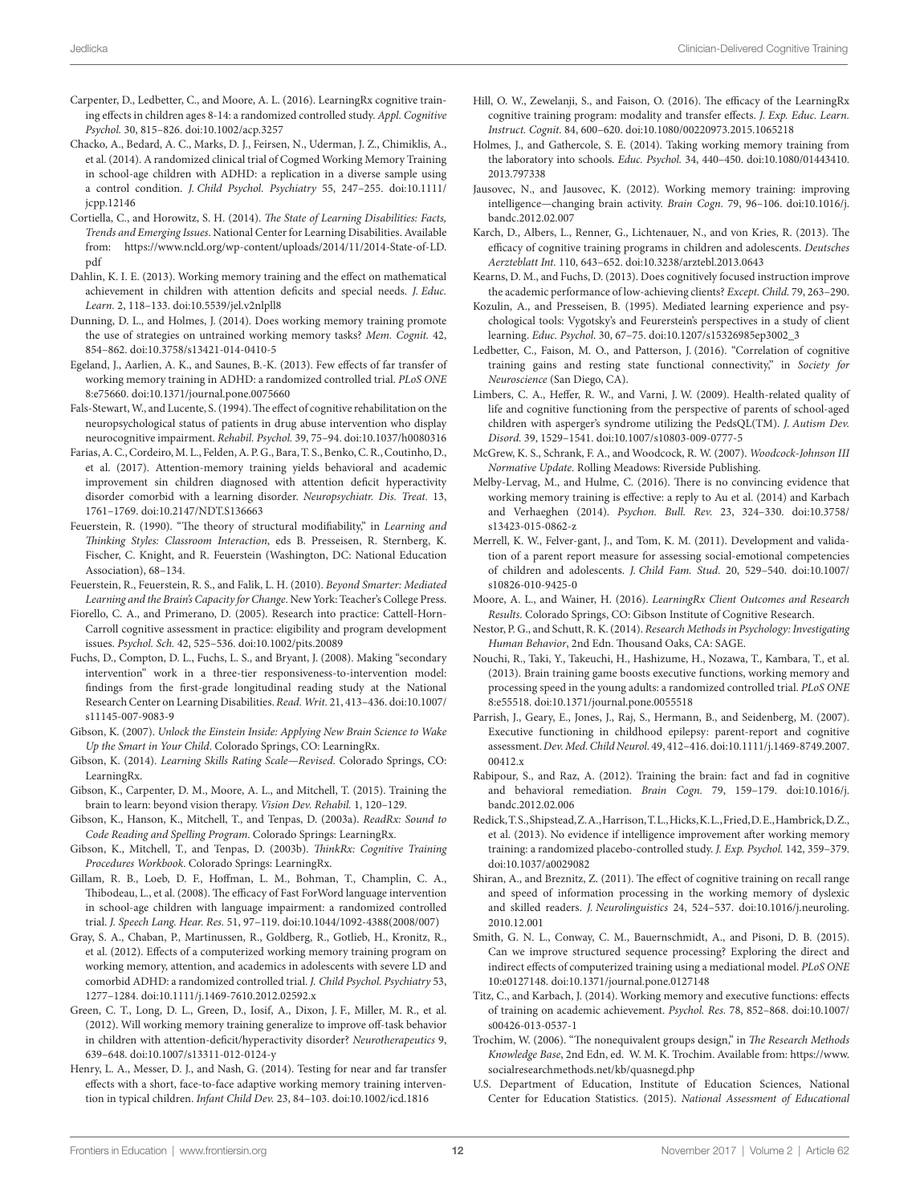Carpenter, D., Ledbetter, C., and Moore, A. L. (2016). LearningRx cognitive training effects in children ages 8-14: a randomized controlled study. *Appl. Cognitive Psychol.* 30, 815–826. doi:10.1002/acp.3257

Chacko, A., Bedard, A. C., Marks, D. J., Feirsen, N., Uderman, J. Z., Chimiklis, A., et al. (2014). A randomized clinical trial of Cogmed Working Memory Training in school-age children with ADHD: a replication in a diverse sample using a control condition. *J. Child Psychol. Psychiatry* 55, 247–255. doi:10.1111/jcpp.12146

Cortiella, C., and Horowitz, S. H. (2014). *The State of Learning Disabilities: Facts, Trends and Emerging Issues*. National Center for Learning Disabilities. Available from: https://www.ncld.org/wp-content/uploads/2014/11/2014-State-of-LD.pdf

Dahlin, K. I. E. (2013). Working memory training and the effect on mathematical achievement in children with attention deficits and special needs. *J. Educ. Learn.* 2, 118–133. doi:10.5539/jel.v2nlpll8

Dunning, D. L., and Holmes, J. (2014). Does working memory training promote the use of strategies on untrained working memory tasks? *Mem. Cognit.* 42, 854–862. doi:10.3758/s13421-014-0410-5

Egeland, J., Aarlien, A. K., and Saunes, B.-K. (2013). Few effects of far transfer of working memory training in ADHD: a randomized controlled trial. *PLoS ONE* 8:e75660. doi:10.1371/journal.pone.0075660

Fals-Stewart, W., and Lucente, S. (1994). The effect of cognitive rehabilitation on the neuropsychological status of patients in drug abuse intervention who display neurocognitive impairment. *Rehabil. Psychol.* 39, 75–94. doi:10.1037/h0080316

Farias, A. C., Cordeiro, M. L., Felden, A. P. G., Bara, T. S., Benko, C. R., Coutinho, D., et al. (2017). Attention-memory training yields behavioral and academic improvement sin children diagnosed with attention deficit hyperactivity disorder comorbid with a learning disorder. *Neuropsychiatr. Dis. Treat.* 13, 1761–1769. doi:10.2147/NDT.S136663

Feuerstein, R. (1990). "The theory of structural modifiability," in *Learning and Thinking Styles: Classroom Interaction*, eds B. Presseisen, R. Sternberg, K. Fischer, C. Knight, and R. Feuerstein (Washington, DC: National Education Association), 68–134.

Feuerstein, R., Feuerstein, R. S., and Falik, L. H. (2010). *Beyond Smarter: Mediated Learning and the Brain's Capacity for Change*. New York: Teacher's College Press.

Fiorello, C. A., and Primerano, D. (2005). Research into practice: Cattell-Horn-Carroll cognitive assessment in practice: eligibility and program development issues. *Psychol. Sch.* 42, 525–536. doi:10.1002/pits.20089

Fuchs, D., Compton, D. L., Fuchs, L. S., and Bryant, J. (2008). Making "secondary intervention" work in a three-tier responsiveness-to-intervention model: findings from the first-grade longitudinal reading study at the National Research Center on Learning Disabilities. *Read. Writ.* 21, 413–436. doi:10.1007/s11145-007-9083-9

Gibson, K. (2007). *Unlock the Einstein Inside: Applying New Brain Science to Wake Up the Smart in Your Child*. Colorado Springs, CO: LearningRx.

Gibson, K. (2014). *Learning Skills Rating Scale—Revised*. Colorado Springs, CO: LearningRx.

Gibson, K., Carpenter, D. M., Moore, A. L., and Mitchell, T. (2015). Training the brain to learn: beyond vision therapy. *Vision Dev. Rehabil.* 1, 120–129.

Gibson, K., Hanson, K., Mitchell, T., and Tenpas, D. (2003a). *ReadRx: Sound to Code Reading and Spelling Program*. Colorado Springs: LearningRx.

Gibson, K., Mitchell, T., and Tenpas, D. (2003b). *ThinkRx: Cognitive Training Procedures Workbook*. Colorado Springs: LearningRx.

Gillam, R. B., Loeb, D. F., Hoffman, L. M., Bohman, T., Champlin, C. A., Thibodeau, L., et al. (2008). The efficacy of Fast ForWord language intervention in school-age children with language impairment: a randomized controlled trial. *J. Speech Lang. Hear. Res.* 51, 97–119. doi:10.1044/1092-4388(2008/007)

Gray, S. A., Chaban, P., Martinussen, R., Goldberg, R., Gotlieb, H., Kronitz, R., et al. (2012). Effects of a computerized working memory training program on working memory, attention, and academics in adolescents with severe LD and comorbid ADHD: a randomized controlled trial. *J. Child Psychol. Psychiatry* 53, 1277–1284. doi:10.1111/j.1469-7610.2012.02592.x

Green, C. T., Long, D. L., Green, D., Iosif, A., Dixon, J. F., Miller, M. R., et al. (2012). Will working memory training generalize to improve off-task behavior in children with attention-deficit/hyperactivity disorder? *Neurotherapeutics* 9, 639–648. doi:10.1007/s13311-012-0124-y

Henry, L. A., Messer, D. J., and Nash, G. (2014). Testing for near and far transfer effects with a short, face-to-face adaptive working memory training intervention in typical children. *Infant Child Dev.* 23, 84–103. doi:10.1002/icd.1816

Hill, O. W., Zewelanji, S., and Faison, O. (2016). The efficacy of the LearningRx cognitive training program: modality and transfer effects. *J. Exp. Educ. Learn. Instruct. Cognit.* 84, 600–620. doi:10.1080/00220973.2015.1065218

Holmes, J., and Gathercole, S. E. (2014). Taking working memory training from the laboratory into schools. *Educ. Psychol.* 34, 440–450. doi:10.1080/01443410.2013.797338

Jausovec, N., and Jausovec, K. (2012). Working memory training: improving intelligence—changing brain activity. *Brain Cogn.* 79, 96–106. doi:10.1016/j.bandc.2012.02.007

Karch, D., Albers, L., Renner, G., Lichtenauer, N., and von Kries, R. (2013). The efficacy of cognitive training programs in children and adolescents. *Deutsches Aerzteblatt Int.* 110, 643–652. doi:10.3238/arztebl.2013.0643

Kearns, D. M., and Fuchs, D. (2013). Does cognitively focused instruction improve the academic performance of low-achieving clients? *Except. Child.* 79, 263–290.

Kozulin, A., and Presseisen, B. (1995). Mediated learning experience and psychological tools: Vygotsky's and Feurerstein's perspectives in a study of client learning. *Educ. Psychol.* 30, 67–75. doi:10.1207/s15326985ep3002_3

Ledbetter, C., Faison, M. O., and Patterson, J. (2016). "Correlation of cognitive training gains and resting state functional connectivity," in *Society for Neuroscience* (San Diego, CA).

Limbers, C. A., Heffer, R. W., and Varni, J. W. (2009). Health-related quality of life and cognitive functioning from the perspective of parents of school-aged children with asperger's syndrome utilizing the PedsQL(TM). *J. Autism Dev. Disord.* 39, 1529–1541. doi:10.1007/s10803-009-0777-5

McGrew, K. S., Schrank, F. A., and Woodcock, R. W. (2007). *Woodcock-Johnson III Normative Update*. Rolling Meadows: Riverside Publishing.

Melby-Lervag, M., and Hulme, C. (2016). There is no convincing evidence that working memory training is effective: a reply to Au et al. (2014) and Karbach and Verhaeghen (2014). *Psychon. Bull. Rev.* 23, 324–330. doi:10.3758/s13423-015-0862-z

Merrell, K. W., Felver-gant, J., and Tom, K. M. (2011). Development and validation of a parent report measure for assessing social-emotional competencies of children and adolescents. *J. Child Fam. Stud.* 20, 529–540. doi:10.1007/s10826-010-9425-0

Moore, A. L., and Wainer, H. (2016). *LearningRx Client Outcomes and Research Results*. Colorado Springs, CO: Gibson Institute of Cognitive Research.

Nestor, P. G., and Schutt, R. K. (2014). *Research Methods in Psychology: Investigating Human Behavior*, 2nd Edn. Thousand Oaks, CA: SAGE.

Nouchi, R., Taki, Y., Takeuchi, H., Hashizume, H., Nozawa, T., Kambara, T., et al. (2013). Brain training game boosts executive functions, working memory and processing speed in the young adults: a randomized controlled trial. *PLoS ONE* 8:e55518. doi:10.1371/journal.pone.0055518

Parrish, J., Geary, E., Jones, J., Raj, S., Hermann, B., and Seidenberg, M. (2007). Executive functioning in childhood epilepsy: parent-report and cognitive assessment. *Dev. Med. Child Neurol.* 49, 412–416. doi:10.1111/j.1469-8749.2007.00412.x

Rabipour, S., and Raz, A. (2012). Training the brain: fact and fad in cognitive and behavioral remediation. *Brain Cogn.* 79, 159–179. doi:10.1016/j.bandc.2012.02.006

Redick, T. S., Shipstead, Z. A., Harrison, T. L., Hicks, K. L., Fried, D. E., Hambrick, D. Z., et al. (2013). No evidence if intelligence improvement after working memory training: a randomized placebo-controlled study. *J. Exp. Psychol.* 142, 359–379. doi:10.1037/a0029082

Shiran, A., and Breznitz, Z. (2011). The effect of cognitive training on recall range and speed of information processing in the working memory of dyslexic and skilled readers. *J. Neurolinguistics* 24, 524–537. doi:10.1016/j.neuroling.2010.12.001

Smith, G. N. L., Conway, C. M., Bauernschmidt, A., and Pisoni, D. B. (2015). Can we improve structured sequence processing? Exploring the direct and indirect effects of computerized training using a mediational model. *PLoS ONE* 10:e0127148. doi:10.1371/journal.pone.0127148

Titz, C., and Karbach, J. (2014). Working memory and executive functions: effects of training on academic achievement. *Psychol. Res.* 78, 852–868. doi:10.1007/s00426-013-0537-1

Trochim, W. (2006). "The nonequivalent groups design," in *The Research Methods Knowledge Base*, 2nd Edn, ed. W. M. K. Trochim. Available from: https://www.socialresearchmethods.net/kb/quasnegd.php

U.S. Department of Education, Institute of Education Sciences, National Center for Education Statistics. (2015). *National Assessment of Educational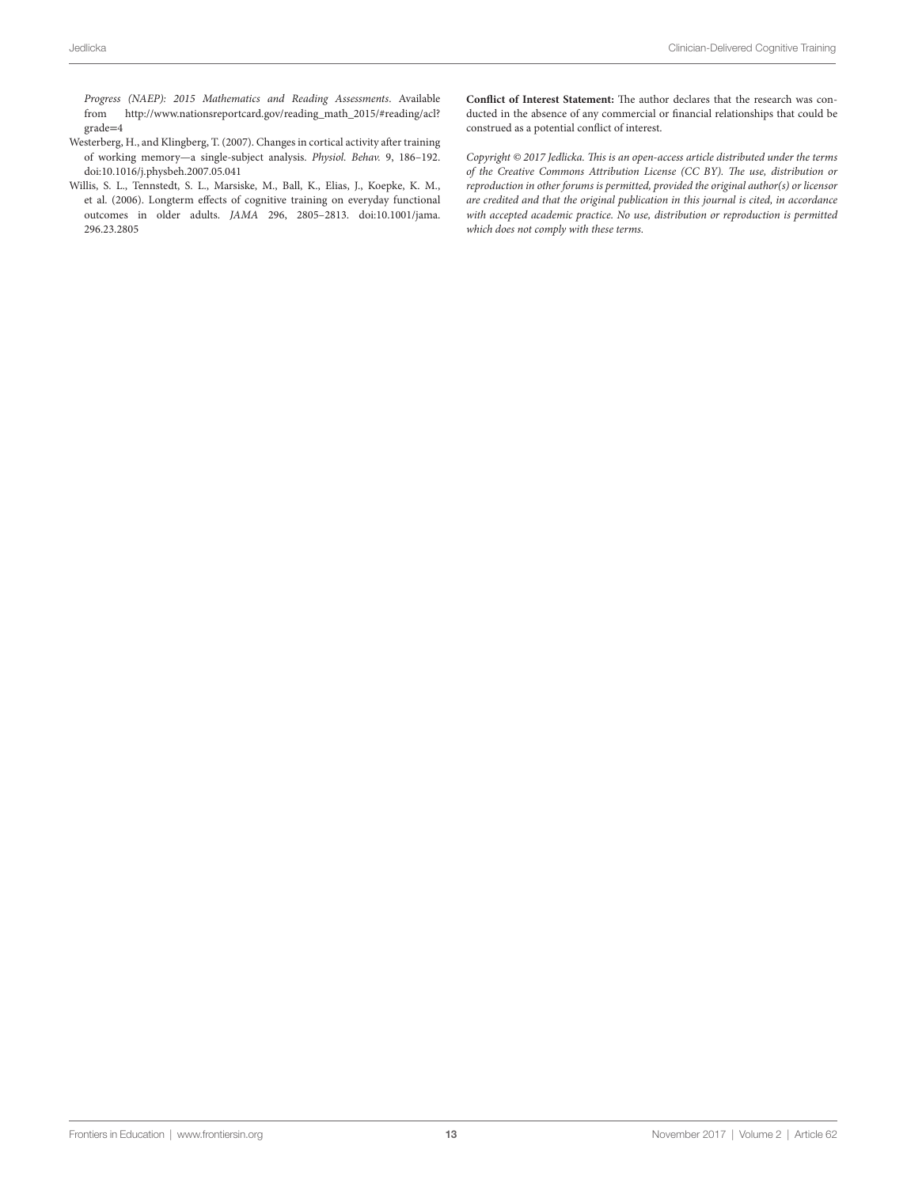*Progress (NAEP): 2015 Mathematics and Reading Assessments*. Available from http://www.nationsreportcard.gov/reading_math_2015/#reading/acl?grade=4

Westerberg, H., and Klingberg, T. (2007). Changes in cortical activity after training of working memory—a single-subject analysis. *Physiol. Behav.* 9, 186–192. doi:10.1016/j.physbeh.2007.05.041

Willis, S. L., Tennstedt, S. L., Marsiske, M., Ball, K., Elias, J., Koepke, K. M., et al. (2006). Longterm effects of cognitive training on everyday functional outcomes in older adults. *JAMA* 296, 2805–2813. doi:10.1001/jama.296.23.2805

**Conflict of Interest Statement:** The author declares that the research was conducted in the absence of any commercial or financial relationships that could be construed as a potential conflict of interest.

*Copyright © 2017 Jedlicka. This is an open-access article distributed under the terms of the Creative Commons Attribution License (CC BY). The use, distribution or reproduction in other forums is permitted, provided the original author(s) or licensor are credited and that the original publication in this journal is cited, in accordance with accepted academic practice. No use, distribution or reproduction is permitted which does not comply with these terms.*